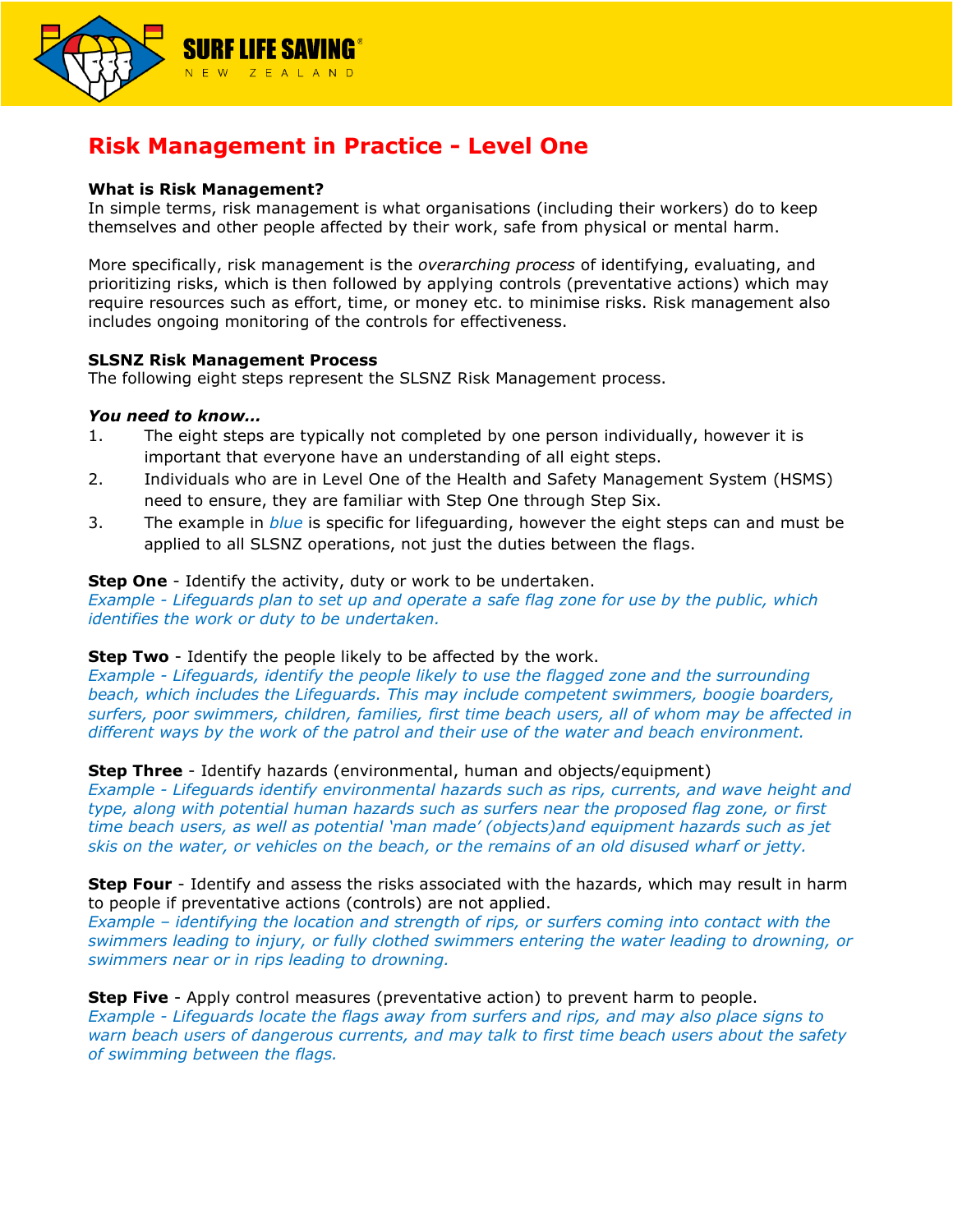SURF LIFE SAVING
NEW ZEALAND

# Risk Management in Practice - Level One

**What is Risk Management?**
In simple terms, risk management is what organisations (including their workers) do to keep themselves and other people affected by their work, safe from physical or mental harm.

More specifically, risk management is the *overarching process* of identifying, evaluating, and prioritizing risks, which is then followed by applying controls (preventative actions) which may require resources such as effort, time, or money etc. to minimise risks. Risk management also includes ongoing monitoring of the controls for effectiveness.

**SLSNZ Risk Management Process**
The following eight steps represent the SLSNZ Risk Management process.

***You need to know…***

1. The eight steps are typically not completed by one person individually, however it is important that everyone have an understanding of all eight steps.
2. Individuals who are in Level One of the Health and Safety Management System (HSMS) need to ensure, they are familiar with Step One through Step Six.
3. The example in *blue* is specific for lifeguarding, however the eight steps can and must be applied to all SLSNZ operations, not just the duties between the flags.

**Step One** - Identify the activity, duty or work to be undertaken.
*Example - Lifeguards plan to set up and operate a safe flag zone for use by the public, which identifies the work or duty to be undertaken.*

**Step Two** - Identify the people likely to be affected by the work.
*Example - Lifeguards, identify the people likely to use the flagged zone and the surrounding beach, which includes the Lifeguards. This may include competent swimmers, boogie boarders, surfers, poor swimmers, children, families, first time beach users, all of whom may be affected in different ways by the work of the patrol and their use of the water and beach environment.*

**Step Three** - Identify hazards (environmental, human and objects/equipment)
*Example - Lifeguards identify environmental hazards such as rips, currents, and wave height and type, along with potential human hazards such as surfers near the proposed flag zone, or first time beach users, as well as potential 'man made' (objects)and equipment hazards such as jet skis on the water, or vehicles on the beach, or the remains of an old disused wharf or jetty.*

**Step Four** - Identify and assess the risks associated with the hazards, which may result in harm to people if preventative actions (controls) are not applied.
*Example – identifying the location and strength of rips, or surfers coming into contact with the swimmers leading to injury, or fully clothed swimmers entering the water leading to drowning, or swimmers near or in rips leading to drowning.*

**Step Five** - Apply control measures (preventative action) to prevent harm to people.
*Example - Lifeguards locate the flags away from surfers and rips, and may also place signs to warn beach users of dangerous currents, and may talk to first time beach users about the safety of swimming between the flags.*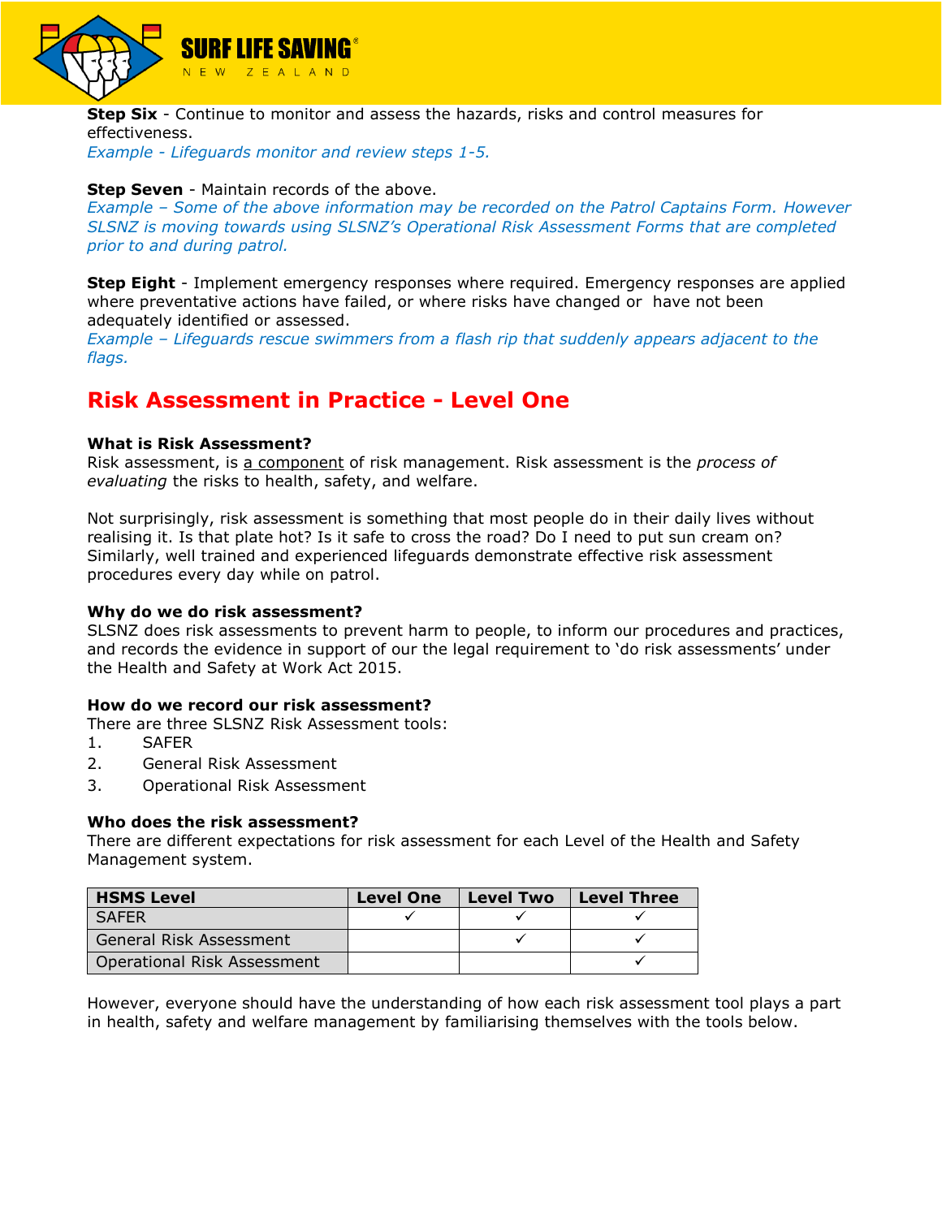**Step Six** - Continue to monitor and assess the hazards, risks and control measures for effectiveness.
*Example - Lifeguards monitor and review steps 1-5.*

**Step Seven** - Maintain records of the above.
*Example – Some of the above information may be recorded on the Patrol Captains Form. However SLSNZ is moving towards using SLSNZ's Operational Risk Assessment Forms that are completed prior to and during patrol.*

**Step Eight** - Implement emergency responses where required. Emergency responses are applied where preventative actions have failed, or where risks have changed or have not been adequately identified or assessed.
*Example – Lifeguards rescue swimmers from a flash rip that suddenly appears adjacent to the flags.*

## Risk Assessment in Practice - Level One

**What is Risk Assessment?**
Risk assessment, is a component of risk management. Risk assessment is the *process of evaluating* the risks to health, safety, and welfare.

Not surprisingly, risk assessment is something that most people do in their daily lives without realising it. Is that plate hot? Is it safe to cross the road? Do I need to put sun cream on? Similarly, well trained and experienced lifeguards demonstrate effective risk assessment procedures every day while on patrol.

**Why do we do risk assessment?**
SLSNZ does risk assessments to prevent harm to people, to inform our procedures and practices, and records the evidence in support of our the legal requirement to 'do risk assessments' under the Health and Safety at Work Act 2015.

**How do we record our risk assessment?**
There are three SLSNZ Risk Assessment tools:

1. SAFER
2. General Risk Assessment
3. Operational Risk Assessment

**Who does the risk assessment?**
There are different expectations for risk assessment for each Level of the Health and Safety Management system.

| HSMS Level | Level One | Level Two | Level Three |
|---|---|---|---|
| SAFER | ✓ | ✓ | ✓ |
| General Risk Assessment | | ✓ | ✓ |
| Operational Risk Assessment | | | ✓ |

However, everyone should have the understanding of how each risk assessment tool plays a part in health, safety and welfare management by familiarising themselves with the tools below.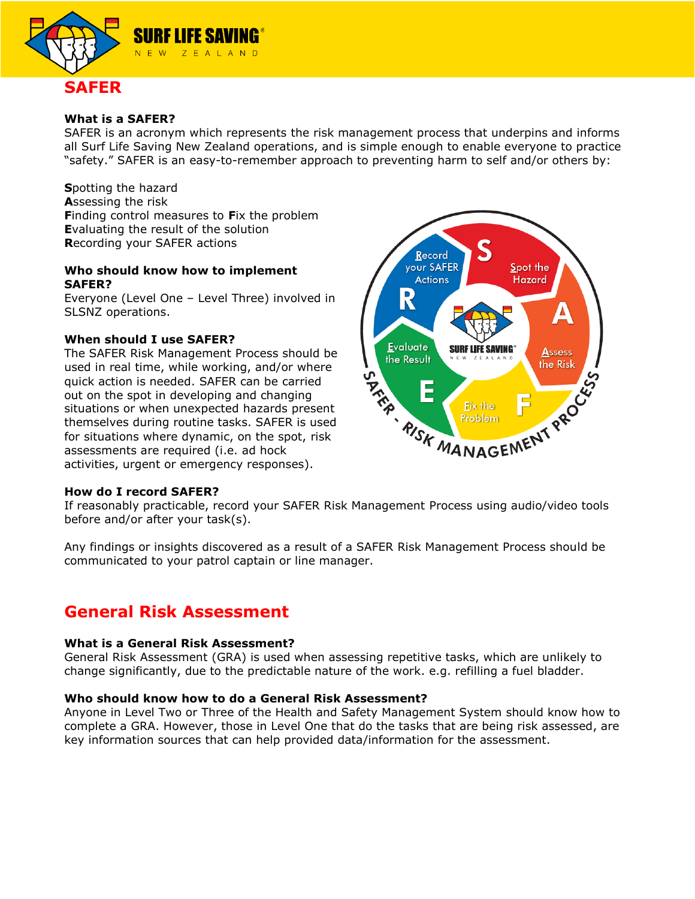## SAFER

### What is a SAFER?

SAFER is an acronym which represents the risk management process that underpins and informs all Surf Life Saving New Zealand operations, and is simple enough to enable everyone to practice "safety." SAFER is an easy-to-remember approach to preventing harm to self and/or others by:

**S**potting the hazard
**A**ssessing the risk
**F**inding control measures to **F**ix the problem
**E**valuating the result of the solution
**R**ecording your SAFER actions

### Who should know how to implement SAFER?

Everyone (Level One – Level Three) involved in SLSNZ operations.

### When should I use SAFER?

The SAFER Risk Management Process should be used in real time, while working, and/or where quick action is needed. SAFER can be carried out on the spot in developing and changing situations or when unexpected hazards present themselves during routine tasks. SAFER is used for situations where dynamic, on the spot, risk assessments are required (i.e. ad hock activities, urgent or emergency responses).

### How do I record SAFER?

If reasonably practicable, record your SAFER Risk Management Process using audio/video tools before and/or after your task(s).

Any findings or insights discovered as a result of a SAFER Risk Management Process should be communicated to your patrol captain or line manager.

## General Risk Assessment

### What is a General Risk Assessment?

General Risk Assessment (GRA) is used when assessing repetitive tasks, which are unlikely to change significantly, due to the predictable nature of the work. e.g. refilling a fuel bladder.

### Who should know how to do a General Risk Assessment?

Anyone in Level Two or Three of the Health and Safety Management System should know how to complete a GRA. However, those in Level One that do the tasks that are being risk assessed, are key information sources that can help provided data/information for the assessment.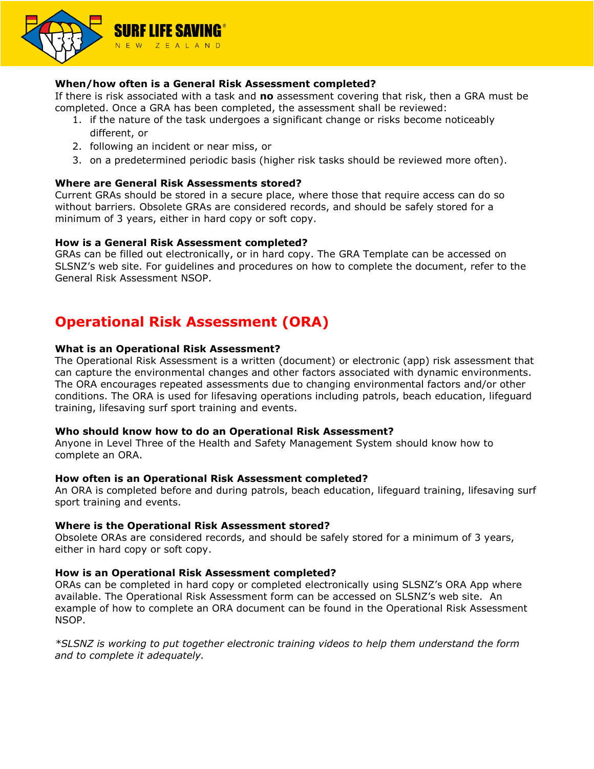**When/how often is a General Risk Assessment completed?**
If there is risk associated with a task and **no** assessment covering that risk, then a GRA must be completed. Once a GRA has been completed, the assessment shall be reviewed:

1. if the nature of the task undergoes a significant change or risks become noticeably different, or
2. following an incident or near miss, or
3. on a predetermined periodic basis (higher risk tasks should be reviewed more often).

**Where are General Risk Assessments stored?**
Current GRAs should be stored in a secure place, where those that require access can do so without barriers. Obsolete GRAs are considered records, and should be safely stored for a minimum of 3 years, either in hard copy or soft copy.

**How is a General Risk Assessment completed?**
GRAs can be filled out electronically, or in hard copy. The GRA Template can be accessed on SLSNZ's web site. For guidelines and procedures on how to complete the document, refer to the General Risk Assessment NSOP.

## Operational Risk Assessment (ORA)

**What is an Operational Risk Assessment?**
The Operational Risk Assessment is a written (document) or electronic (app) risk assessment that can capture the environmental changes and other factors associated with dynamic environments. The ORA encourages repeated assessments due to changing environmental factors and/or other conditions. The ORA is used for lifesaving operations including patrols, beach education, lifeguard training, lifesaving surf sport training and events.

**Who should know how to do an Operational Risk Assessment?**
Anyone in Level Three of the Health and Safety Management System should know how to complete an ORA.

**How often is an Operational Risk Assessment completed?**
An ORA is completed before and during patrols, beach education, lifeguard training, lifesaving surf sport training and events.

**Where is the Operational Risk Assessment stored?**
Obsolete ORAs are considered records, and should be safely stored for a minimum of 3 years, either in hard copy or soft copy.

**How is an Operational Risk Assessment completed?**
ORAs can be completed in hard copy or completed electronically using SLSNZ's ORA App where available. The Operational Risk Assessment form can be accessed on SLSNZ's web site. An example of how to complete an ORA document can be found in the Operational Risk Assessment NSOP.

*\*SLSNZ is working to put together electronic training videos to help them understand the form and to complete it adequately.*